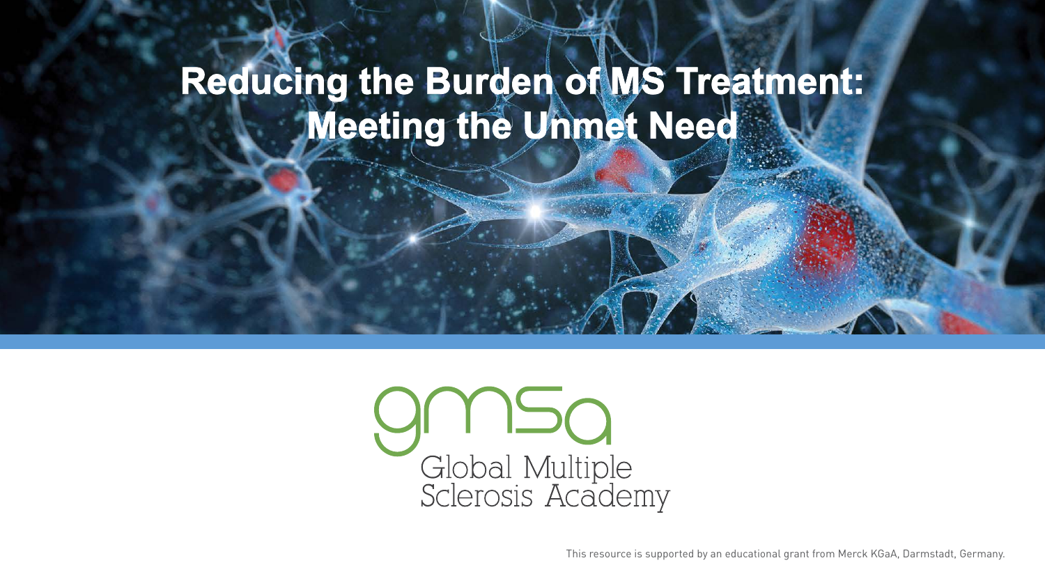# Reducing the Burden of MS Treatment: Meeting the Unmet Need

gmsa

Global Multiple Sclerosis Academy

This resource is supported by an educational grant from Merck KGaA, Darmstadt, Germany.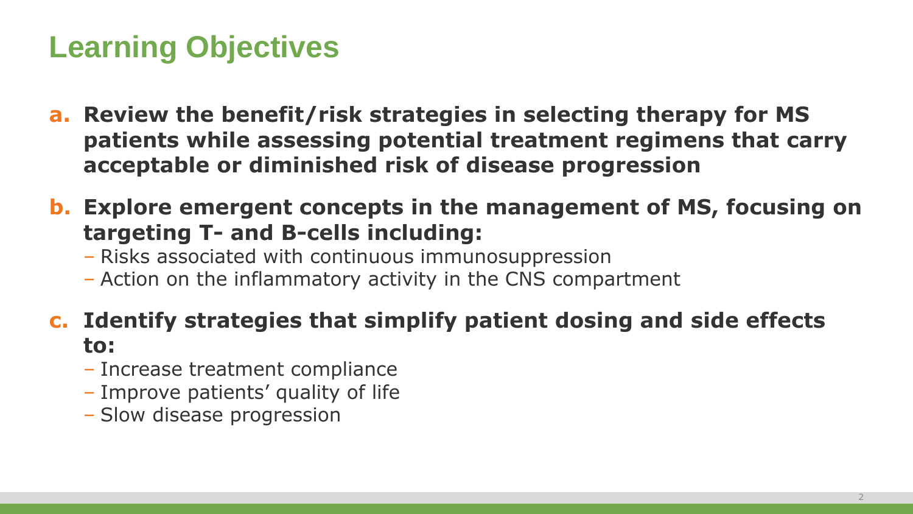# Learning Objectives

**a. Review the benefit/risk strategies in selecting therapy for MS patients while assessing potential treatment regimens that carry acceptable or diminished risk of disease progression**

**b. Explore emergent concepts in the management of MS, focusing on targeting T- and B-cells including:**

- Risks associated with continuous immunosuppression
- Action on the inflammatory activity in the CNS compartment

**c. Identify strategies that simplify patient dosing and side effects to:**

- Increase treatment compliance
- Improve patients' quality of life
- Slow disease progression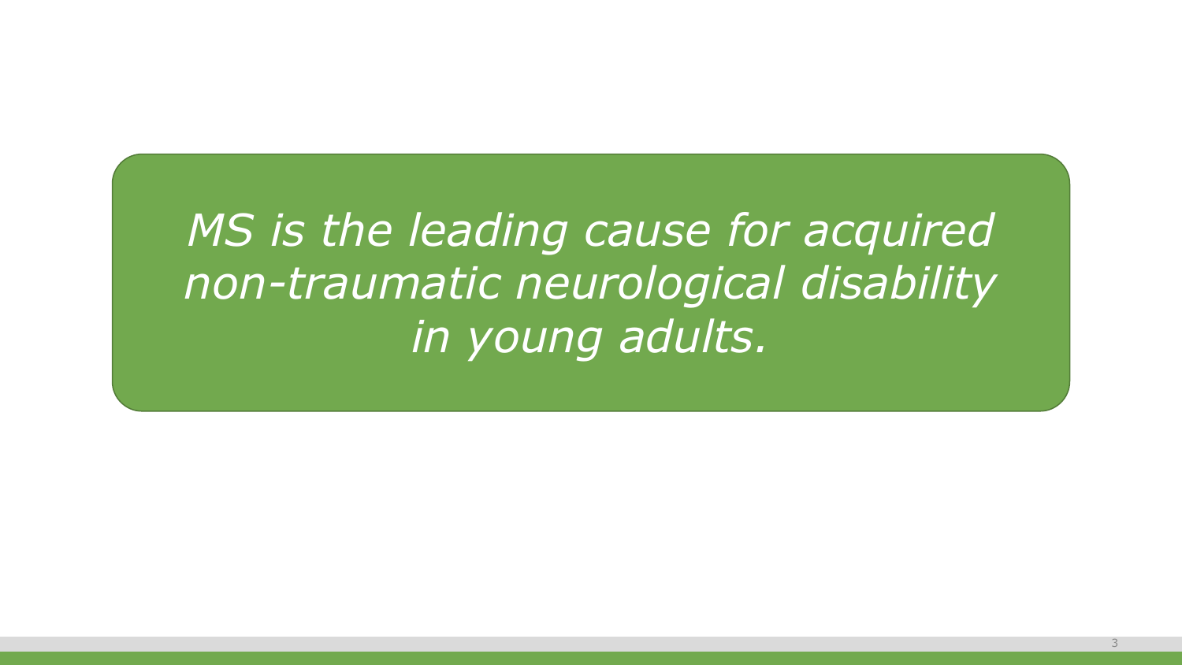*MS is the leading cause for acquired non-traumatic neurological disability in young adults.*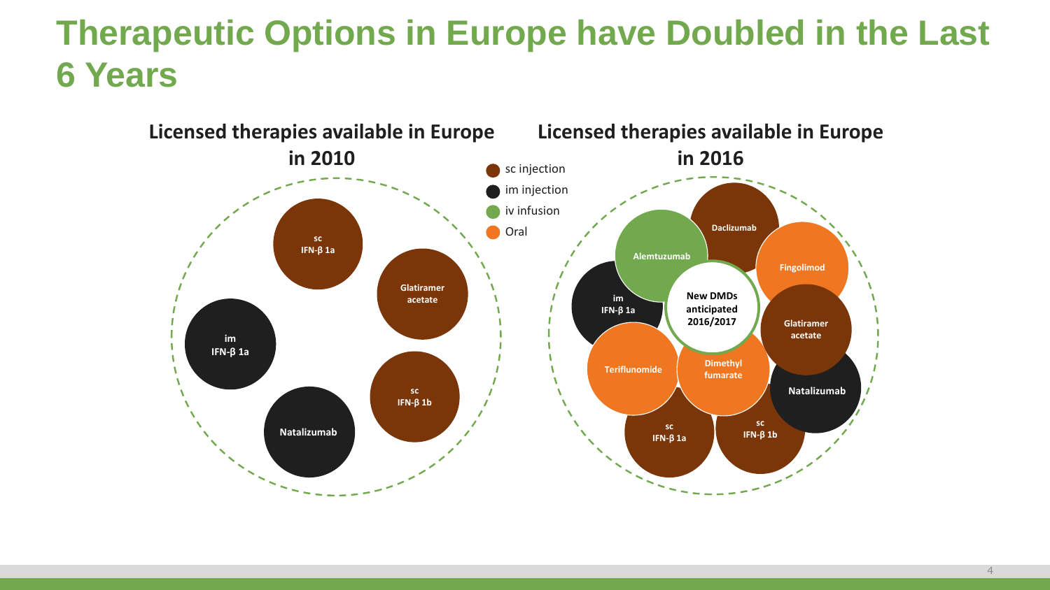# Therapeutic Options in Europe have Doubled in the Last 6 Years

## Licensed therapies available in Europe in 2010

- sc IFN-β 1a
- Glatiramer acetate
- im IFN-β 1a
- sc IFN-β 1b
- Natalizumab

## Licensed therapies available in Europe in 2016

- Daclizumab
- Alemtuzumab
- Fingolimod
- im IFN-β 1a
- New DMDs anticipated 2016/2017
- Glatiramer acetate
- Teriflunomide
- Dimethyl fumarate
- Natalizumab
- sc IFN-β 1a
- sc IFN-β 1b

Legend:

- sc injection
- im injection
- iv infusion
- Oral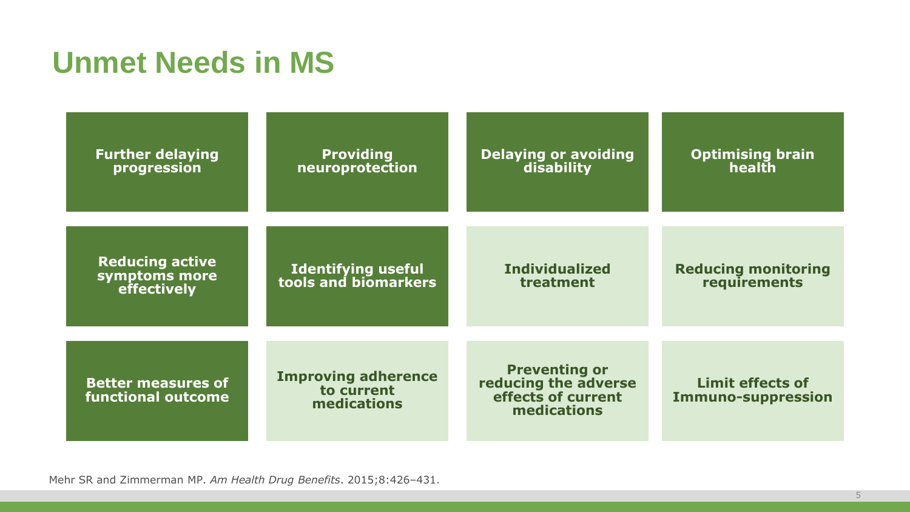# Unmet Needs in MS

- **Further delaying progression**
- **Providing neuroprotection**
- **Delaying or avoiding disability**
- **Optimising brain health**
- **Reducing active symptoms more effectively**
- **Identifying useful tools and biomarkers**
- **Individualized treatment**
- **Reducing monitoring requirements**
- **Better measures of functional outcome**
- **Improving adherence to current medications**
- **Preventing or reducing the adverse effects of current medications**
- **Limit effects of Immuno-suppression**

Mehr SR and Zimmerman MP. *Am Health Drug Benefits*. 2015;8:426–431.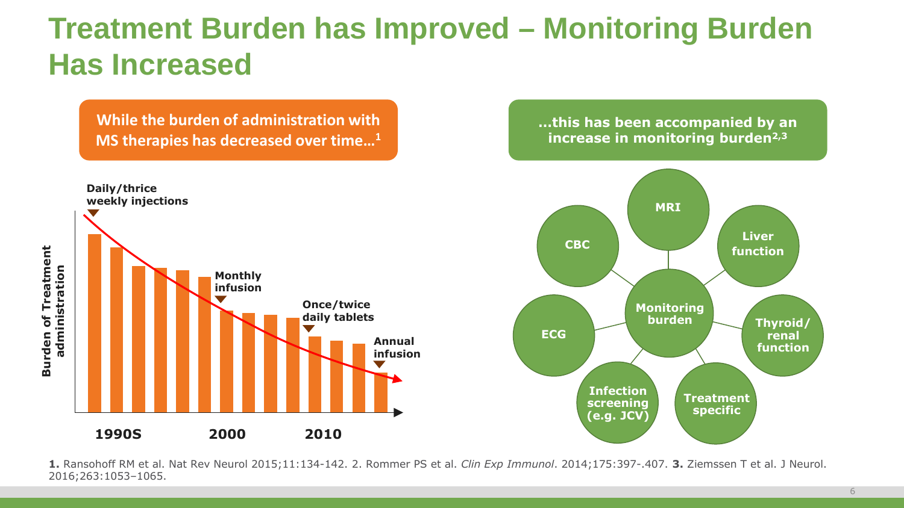# Treatment Burden has Improved – Monitoring Burden Has Increased

**While the burden of administration with MS therapies has decreased over time…[1]**

Burden of Treatment administration

- Daily/thrice weekly injections
- Monthly infusion
- Once/twice daily tablets
- Annual infusion

1990S 2000 2010

**…this has been accompanied by an increase in monitoring burden[2,3]**

Monitoring burden:

- MRI
- Liver function
- Thyroid/renal function
- Treatment specific
- Infection screening (e.g. JCV)
- ECG
- CBC

**1.** Ransohoff RM et al. Nat Rev Neurol 2015;11:134-142. 2. Rommer PS et al. *Clin Exp Immunol*. 2014;175:397-.407. **3.** Ziemssen T et al. J Neurol. 2016;263:1053–1065.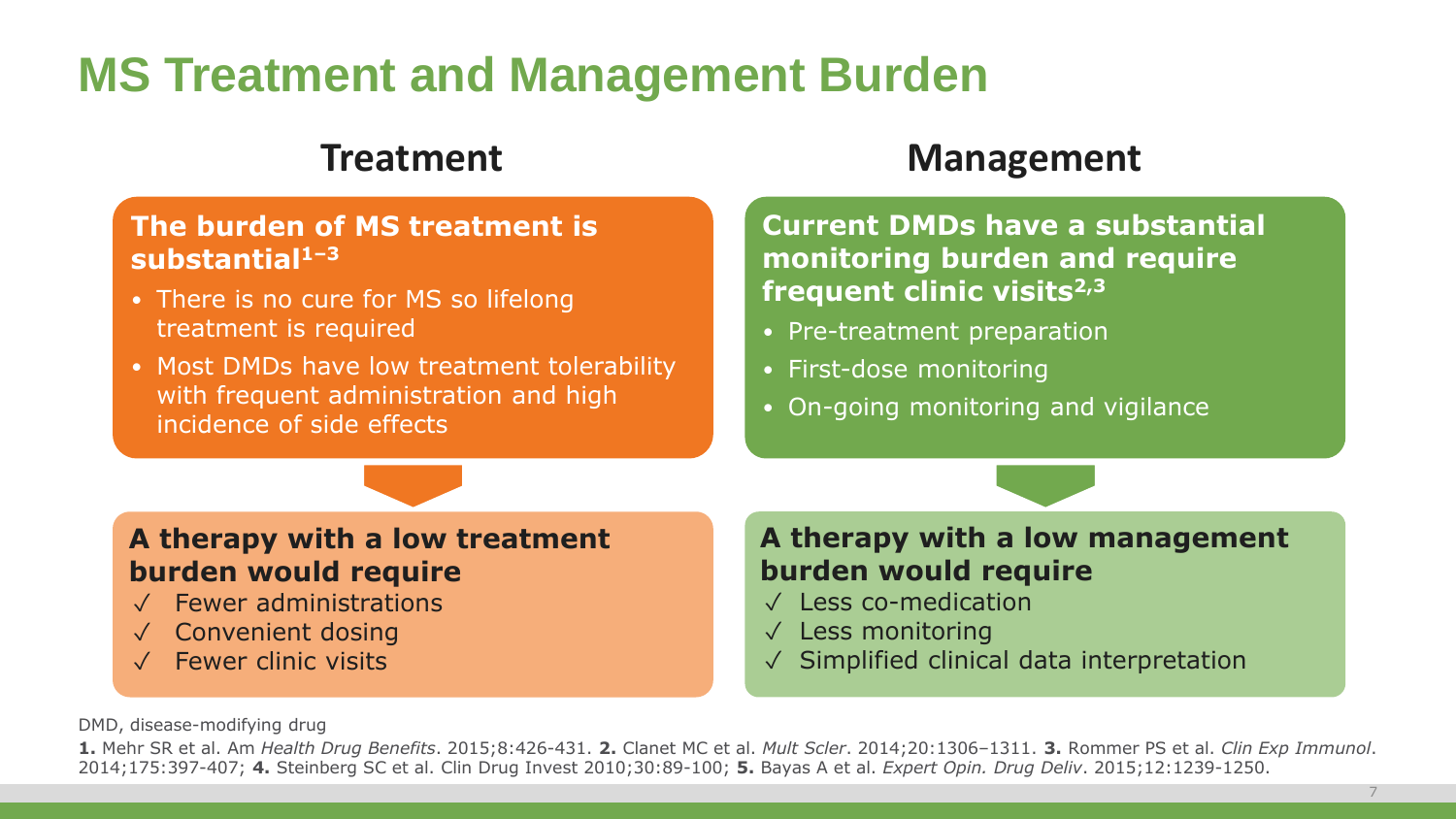# MS Treatment and Management Burden

## Treatment

**The burden of MS treatment is substantial[1–3]**

- There is no cure for MS so lifelong treatment is required
- Most DMDs have low treatment tolerability with frequent administration and high incidence of side effects

**A therapy with a low treatment burden would require**

✓ Fewer administrations
✓ Convenient dosing
✓ Fewer clinic visits

## Management

**Current DMDs have a substantial monitoring burden and require frequent clinic visits[2,3]**

- Pre-treatment preparation
- First-dose monitoring
- On-going monitoring and vigilance

**A therapy with a low management burden would require**

✓ Less co-medication
✓ Less monitoring
✓ Simplified clinical data interpretation

DMD, disease-modifying drug

**1.** Mehr SR et al. Am *Health Drug Benefits*. 2015;8:426-431. **2.** Clanet MC et al. *Mult Scler*. 2014;20:1306–1311. **3.** Rommer PS et al. *Clin Exp Immunol*. 2014;175:397-407; **4.** Steinberg SC et al. Clin Drug Invest 2010;30:89-100; **5.** Bayas A et al. *Expert Opin. Drug Deliv*. 2015;12:1239-1250.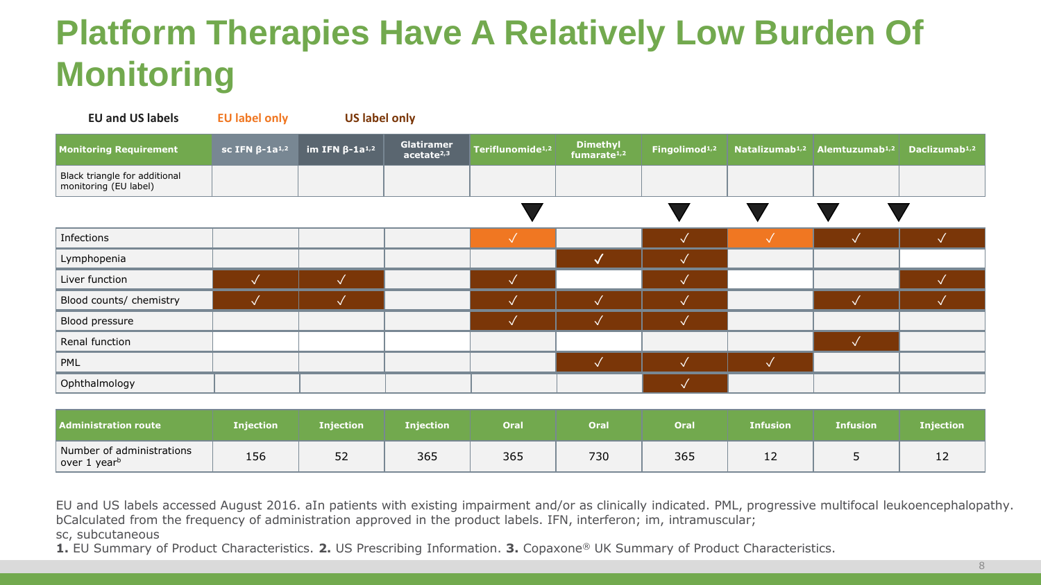# Platform Therapies Have A Relatively Low Burden Of Monitoring

EU and US labels | EU label only | US label only

| Monitoring Requirement | sc IFN β-1a[1,2] | im IFN β-1a[1,2] | Glatiramer acetate[2,3] | Teriflunomide[1,2] | Dimethyl fumarate[1,2] | Fingolimod[1,2] | Natalizumab[1,2] | Alemtuzumab[1,2] | Daclizumab[1,2] |
|---|---|---|---|---|---|---|---|---|---|
| Black triangle for additional monitoring (EU label) | | | | ▼ | | ▼ | ▼ | ▼ | ▼ |
| Infections | | | | √ | | √ | √ | √ | √ |
| Lymphopenia | | | | | √ | √ | | | |
| Liver function | √ | √ | | √ | | √ | | | √ |
| Blood counts/ chemistry | √ | √ | | √ | √ | √ | | √ | √ |
| Blood pressure | | | | √ | √ | √ | | | |
| Renal function | | | | | | | | √ | |
| PML | | | | | √ | √ | √ | | |
| Ophthalmology | | | | | | √ | | | |

| Administration route | Injection | Injection | Injection | Oral | Oral | Oral | Infusion | Infusion | Injection |
|---|---|---|---|---|---|---|---|---|---|
| Number of administrations over 1 year[b] | 156 | 52 | 365 | 365 | 730 | 365 | 12 | 5 | 12 |

EU and US labels accessed August 2016. aIn patients with existing impairment and/or as clinically indicated. PML, progressive multifocal leukoencephalopathy. bCalculated from the frequency of administration approved in the product labels. IFN, interferon; im, intramuscular; sc, subcutaneous

**1.** EU Summary of Product Characteristics. **2.** US Prescribing Information. **3.** Copaxone® UK Summary of Product Characteristics.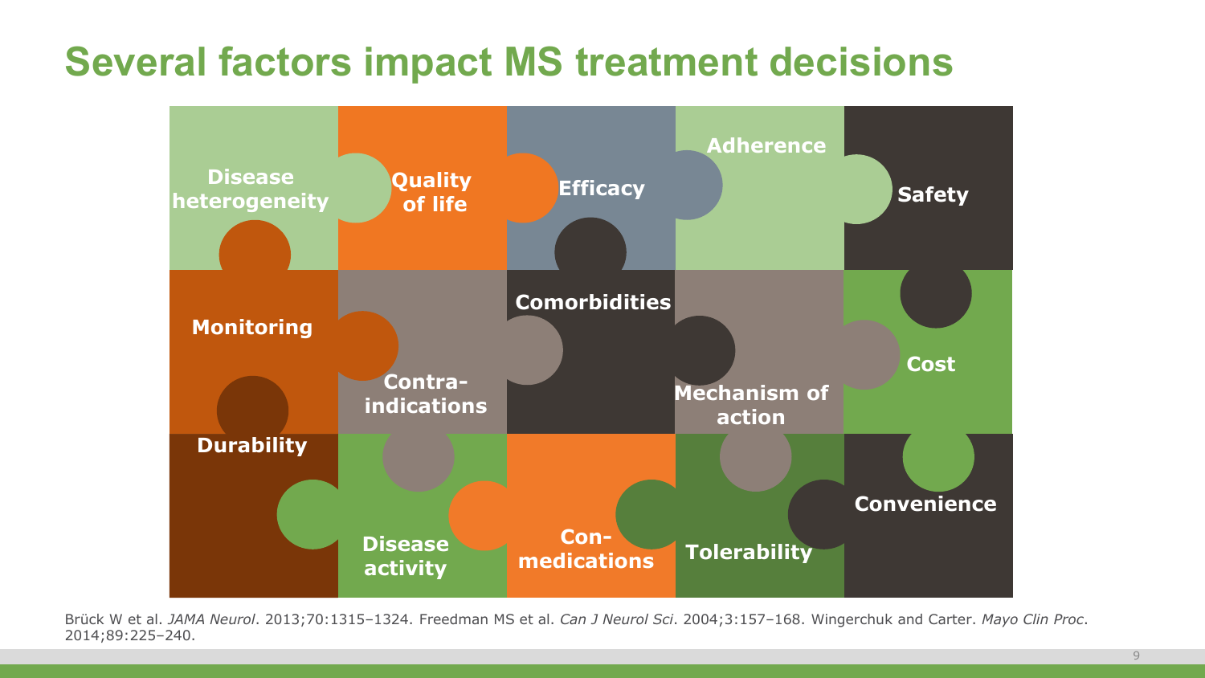# Several factors impact MS treatment decisions

- Disease heterogeneity
- Quality of life
- Efficacy
- Adherence
- Safety
- Monitoring
- Contra-indications
- Comorbidities
- Mechanism of action
- Cost
- Durability
- Disease activity
- Con-medications
- Tolerability
- Convenience

Brück W et al. *JAMA Neurol*. 2013;70:1315–1324. Freedman MS et al. *Can J Neurol Sci*. 2004;3:157–168. Wingerchuk and Carter. *Mayo Clin Proc*. 2014;89:225–240.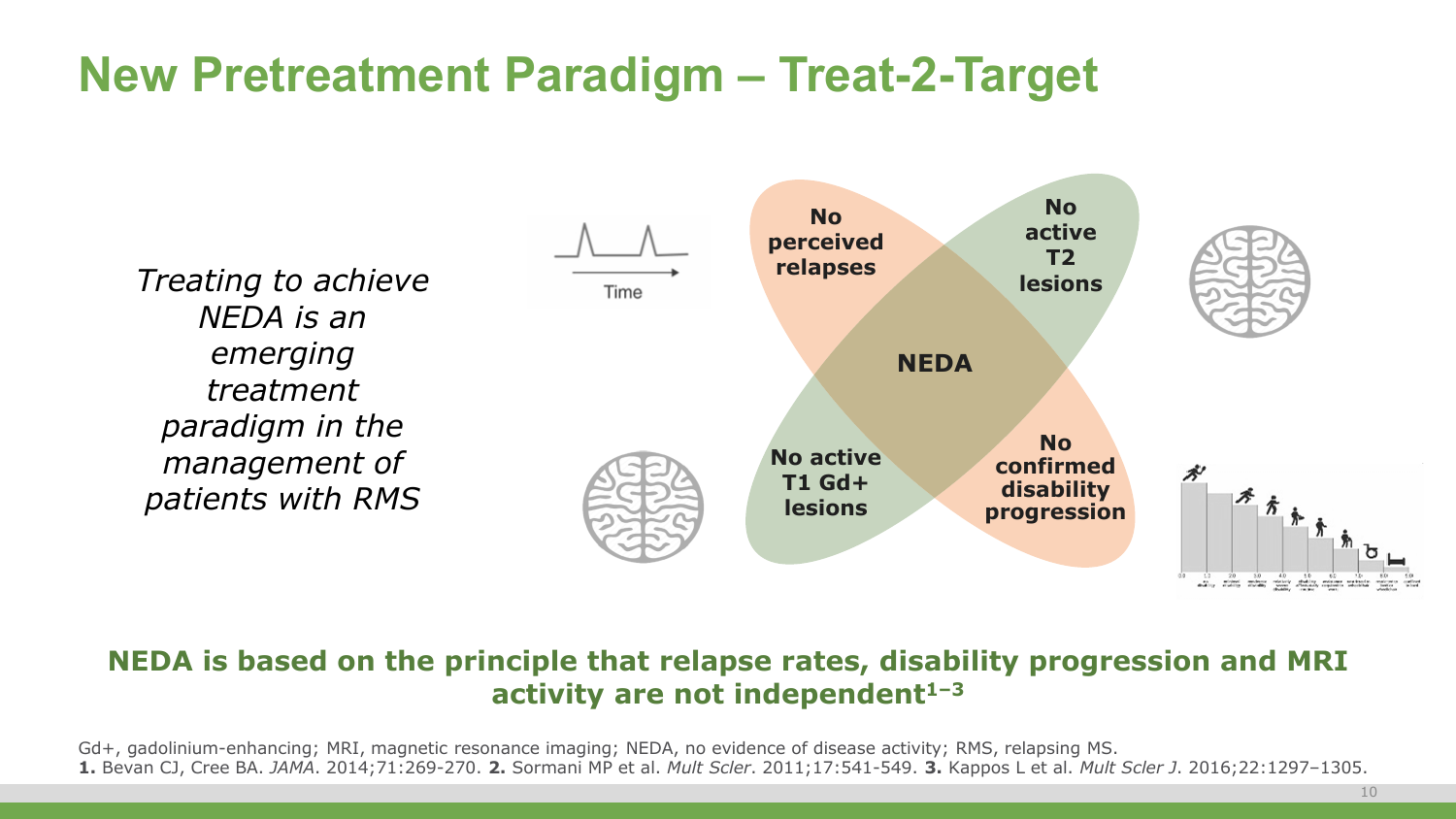# New Pretreatment Paradigm – Treat-2-Target

*Treating to achieve NEDA is an emerging treatment paradigm in the management of patients with RMS*

No perceived relapses

No active T2 lesions

NEDA

No active T1 Gd+ lesions

No confirmed disability progression

**NEDA is based on the principle that relapse rates, disability progression and MRI activity are not independent[1–3]**

Gd+, gadolinium-enhancing; MRI, magnetic resonance imaging; NEDA, no evidence of disease activity; RMS, relapsing MS.
**1.** Bevan CJ, Cree BA. *JAMA*. 2014;71:269-270. **2.** Sormani MP et al. *Mult Scler*. 2011;17:541-549. **3.** Kappos L et al. *Mult Scler J*. 2016;22:1297–1305.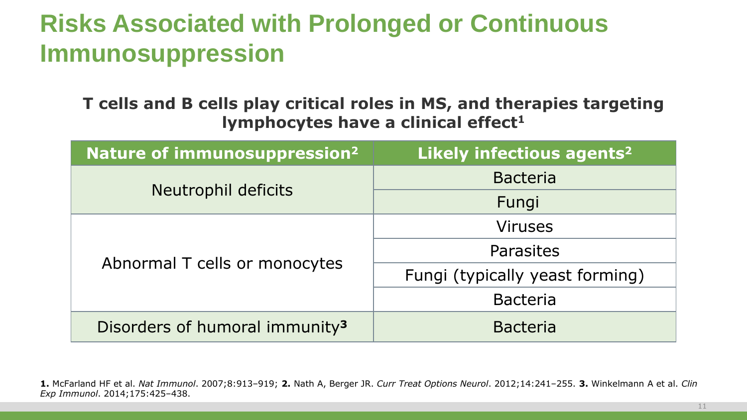# Risks Associated with Prolonged or Continuous Immunosuppression

**T cells and B cells play critical roles in MS, and therapies targeting lymphocytes have a clinical effect[1]**

| Nature of immunosuppression[2] | Likely infectious agents[2] |
|---|---|
| Neutrophil deficits | Bacteria |
| | Fungi |
| Abnormal T cells or monocytes | Viruses |
| | Parasites |
| | Fungi (typically yeast forming) |
| | Bacteria |
| Disorders of humoral immunity[3] | Bacteria |

**1.** McFarland HF et al. *Nat Immunol*. 2007;8:913–919; **2.** Nath A, Berger JR. *Curr Treat Options Neurol*. 2012;14:241–255. **3.** Winkelmann A et al. *Clin Exp Immunol*. 2014;175:425–438.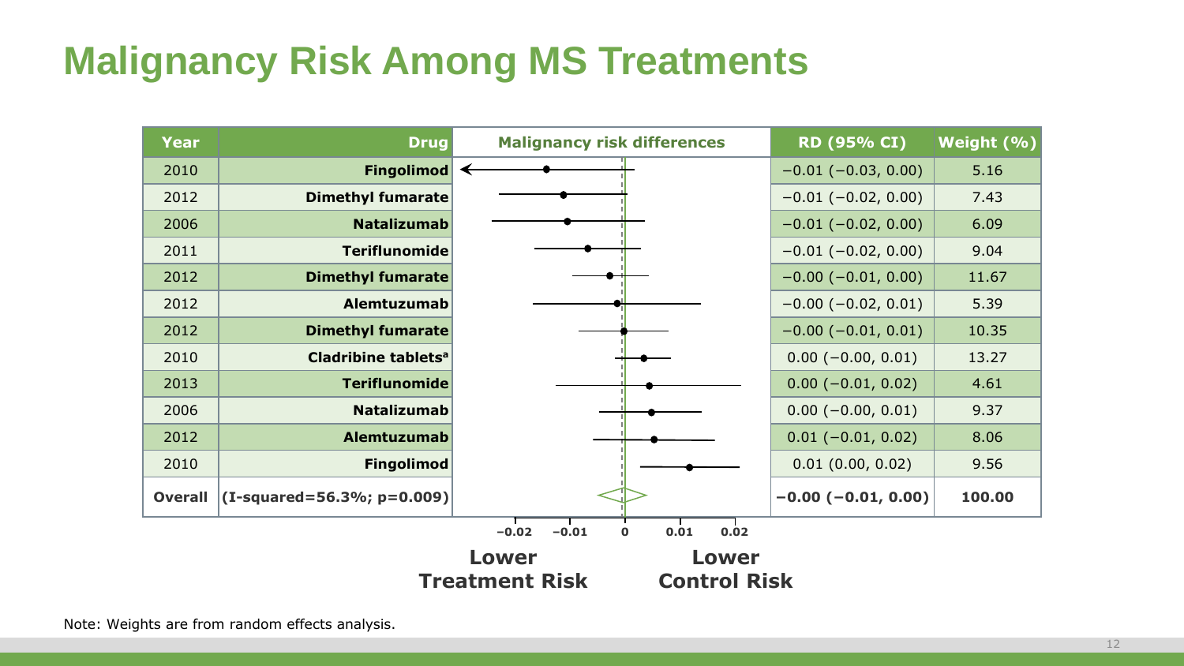# Malignancy Risk Among MS Treatments

| Year | Drug | Malignancy risk differences | RD (95% CI) | Weight (%) |
|---|---|---|---|---|
| 2010 | Fingolimod | | −0.01 (−0.03, 0.00) | 5.16 |
| 2012 | Dimethyl fumarate | | −0.01 (−0.02, 0.00) | 7.43 |
| 2006 | Natalizumab | | −0.01 (−0.02, 0.00) | 6.09 |
| 2011 | Teriflunomide | | −0.01 (−0.02, 0.00) | 9.04 |
| 2012 | Dimethyl fumarate | | −0.00 (−0.01, 0.00) | 11.67 |
| 2012 | Alemtuzumab | | −0.00 (−0.02, 0.01) | 5.39 |
| 2012 | Dimethyl fumarate | | −0.00 (−0.01, 0.01) | 10.35 |
| 2010 | Cladribine tablets[a] | | 0.00 (−0.00, 0.01) | 13.27 |
| 2013 | Teriflunomide | | 0.00 (−0.01, 0.02) | 4.61 |
| 2006 | Natalizumab | | 0.00 (−0.00, 0.01) | 9.37 |
| 2012 | Alemtuzumab | | 0.01 (−0.01, 0.02) | 8.06 |
| 2010 | Fingolimod | | 0.01 (0.00, 0.02) | 9.56 |
| **Overall** | **(I-squared=56.3%; p=0.009)** | | **−0.00 (−0.01, 0.00)** | **100.00** |

−0.02 −0.01 0 0.01 0.02

**Lower Treatment Risk** | **Lower Control Risk**

Note: Weights are from random effects analysis.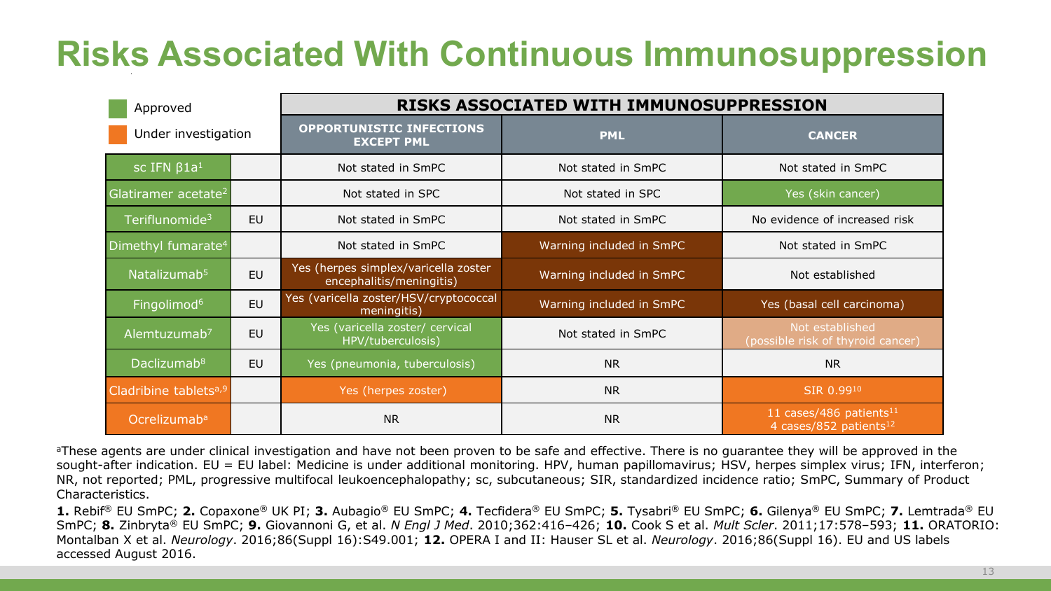# Risks Associated With Continuous Immunosuppression

Approved

Under investigation

| | | RISKS ASSOCIATED WITH IMMUNOSUPPRESSION | | |
|---|---|---|---|---|
| | | OPPORTUNISTIC INFECTIONS EXCEPT PML | PML | CANCER |
| sc IFN β1a[1] | | Not stated in SmPC | Not stated in SmPC | Not stated in SmPC |
| Glatiramer acetate[2] | | Not stated in SPC | Not stated in SPC | Yes (skin cancer) |
| Teriflunomide[3] | EU | Not stated in SmPC | Not stated in SmPC | No evidence of increased risk |
| Dimethyl fumarate[4] | | Not stated in SmPC | Warning included in SmPC | Not stated in SmPC |
| Natalizumab[5] | EU | Yes (herpes simplex/varicella zoster encephalitis/meningitis) | Warning included in SmPC | Not established |
| Fingolimod[6] | EU | Yes (varicella zoster/HSV/cryptococcal meningitis) | Warning included in SmPC | Yes (basal cell carcinoma) |
| Alemtuzumab[7] | EU | Yes (varicella zoster/ cervical HPV/tuberculosis) | Not stated in SmPC | Not established (possible risk of thyroid cancer) |
| Daclizumab[8] | EU | Yes (pneumonia, tuberculosis) | NR | NR |
| Cladribine tablets[a,9] | | Yes (herpes zoster) | NR | SIR 0.99[10] |
| Ocrelizumab[a] | | NR | NR | 11 cases/486 patients[11] 4 cases/852 patients[12] |

[a]These agents are under clinical investigation and have not been proven to be safe and effective. There is no guarantee they will be approved in the sought-after indication. EU = EU label: Medicine is under additional monitoring. HPV, human papillomavirus; HSV, herpes simplex virus; IFN, interferon; NR, not reported; PML, progressive multifocal leukoencephalopathy; sc, subcutaneous; SIR, standardized incidence ratio; SmPC, Summary of Product Characteristics.

**1.** Rebif® EU SmPC; **2.** Copaxone® UK PI; **3.** Aubagio® EU SmPC; **4.** Tecfidera® EU SmPC; **5.** Tysabri® EU SmPC; **6.** Gilenya® EU SmPC; **7.** Lemtrada® EU SmPC; **8.** Zinbryta® EU SmPC; **9.** Giovannoni G, et al. *N Engl J Med*. 2010;362:416–426; **10.** Cook S et al. *Mult Scler*. 2011;17:578–593; **11.** ORATORIO: Montalban X et al. *Neurology*. 2016;86(Suppl 16):S49.001; **12.** OPERA I and II: Hauser SL et al. *Neurology*. 2016;86(Suppl 16). EU and US labels accessed August 2016.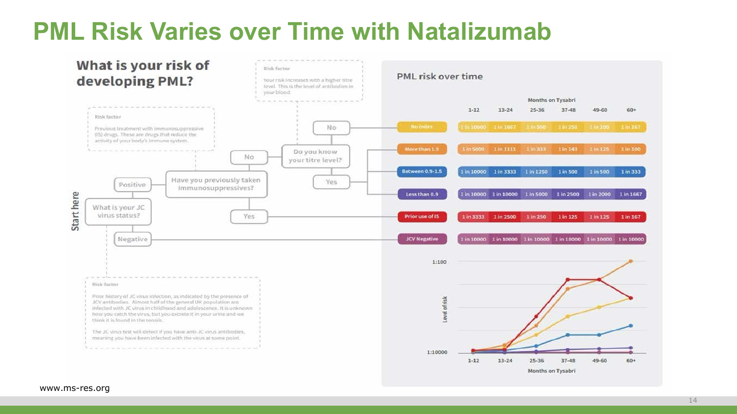# PML Risk Varies over Time with Natalizumab

## What is your risk of developing PML?

Start here

What is your JC virus status?

- Positive → Have you previously taken immunosuppressives?
  - No → Do you know your titre level?
    - No → No index
    - Yes → More than 1.5 / Between 0.9-1.5 / Less than 0.9
  - Yes → Prior use of IS
- Negative → JCV Negative

Risk factor

Your risk increases with a higher titre level. This is the level of antibodies in your blood.

Risk factor

Previous treatment with immunosuppressive (IS) drugs. These are drugs that reduce the activity of your body's immune system.

Risk factor

Prior history of JC virus infection, as indicated by the presence of JCV antibodies. Almost half of the general UK population are infected with JC virus in childhood and adolescence. It is unknown how you catch the virus, but you excrete it in your urine and we think it is found in the tonsils.

The JC virus test will detect if you have anti-JC virus antibodies, meaning you have been infected with the virus at some point.

## PML risk over time

| | Months on Tysabri | | | | | |
|---|---|---|---|---|---|---|
| | 1-12 | 13-24 | 25-36 | 37-48 | 49-60 | 60+ |
| No index | 1 in 10000 | 1 in 1667 | 1 in 500 | 1 in 250 | 1 in 200 | 1 in 167 |
| More than 1.5 | 1 in 5000 | 1 in 1111 | 1 in 333 | 1 in 143 | 1 in 125 | 1 in 100 |
| Between 0.9-1.5 | 1 in 10000 | 1 in 3333 | 1 in 1250 | 1 in 500 | 1 in 500 | 1 in 333 |
| Less than 0.9 | 1 in 10000 | 1 in 10000 | 1 in 5000 | 1 in 2500 | 1 in 2000 | 1 in 1667 |
| Prior use of IS | 1 in 3333 | 1 in 2500 | 1 in 250 | 1 in 125 | 1 in 125 | 1 in 167 |
| JCV Negative | 1 in 10000 | 1 in 10000 | 1 in 10000 | 1 in 10000 | 1 in 10000 | 1 in 10000 |

Level of risk (1:10000 – 1:100) vs. Months on Tysabri (1-12, 13-24, 25-36, 37-48, 49-60, 60+)

www.ms-res.org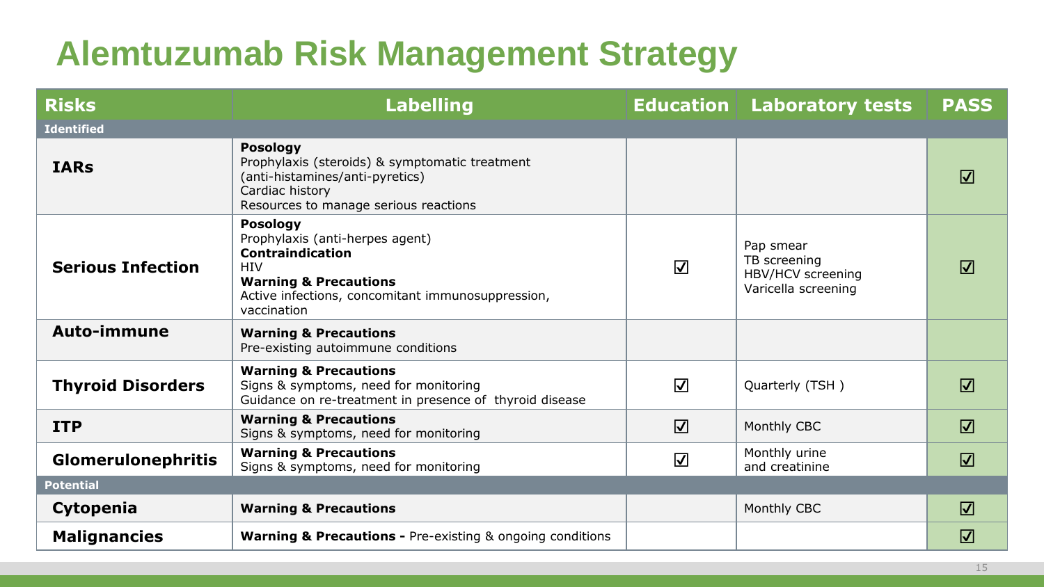# Alemtuzumab Risk Management Strategy

| Risks | Labelling | Education | Laboratory tests | PASS |
|---|---|---|---|---|
| **Identified** | | | | |
| **IARs** | **Posology**<br>Prophylaxis (steroids) & symptomatic treatment (anti-histamines/anti-pyretics)<br>Cardiac history<br>Resources to manage serious reactions | | | ☑ |
| **Serious Infection** | **Posology**<br>Prophylaxis (anti-herpes agent)<br>**Contraindication**<br>HIV<br>**Warning & Precautions**<br>Active infections, concomitant immunosuppression, vaccination | ☑ | Pap smear<br>TB screening<br>HBV/HCV screening<br>Varicella screening | ☑ |
| **Auto-immune** | **Warning & Precautions**<br>Pre-existing autoimmune conditions | | | |
| **Thyroid Disorders** | **Warning & Precautions**<br>Signs & symptoms, need for monitoring<br>Guidance on re-treatment in presence of thyroid disease | ☑ | Quarterly (TSH ) | ☑ |
| **ITP** | **Warning & Precautions**<br>Signs & symptoms, need for monitoring | ☑ | Monthly CBC | ☑ |
| **Glomerulonephritis** | **Warning & Precautions**<br>Signs & symptoms, need for monitoring | ☑ | Monthly urine and creatinine | ☑ |
| **Potential** | | | | |
| **Cytopenia** | **Warning & Precautions** | | Monthly CBC | ☑ |
| **Malignancies** | **Warning & Precautions -** Pre-existing & ongoing conditions | | | ☑ |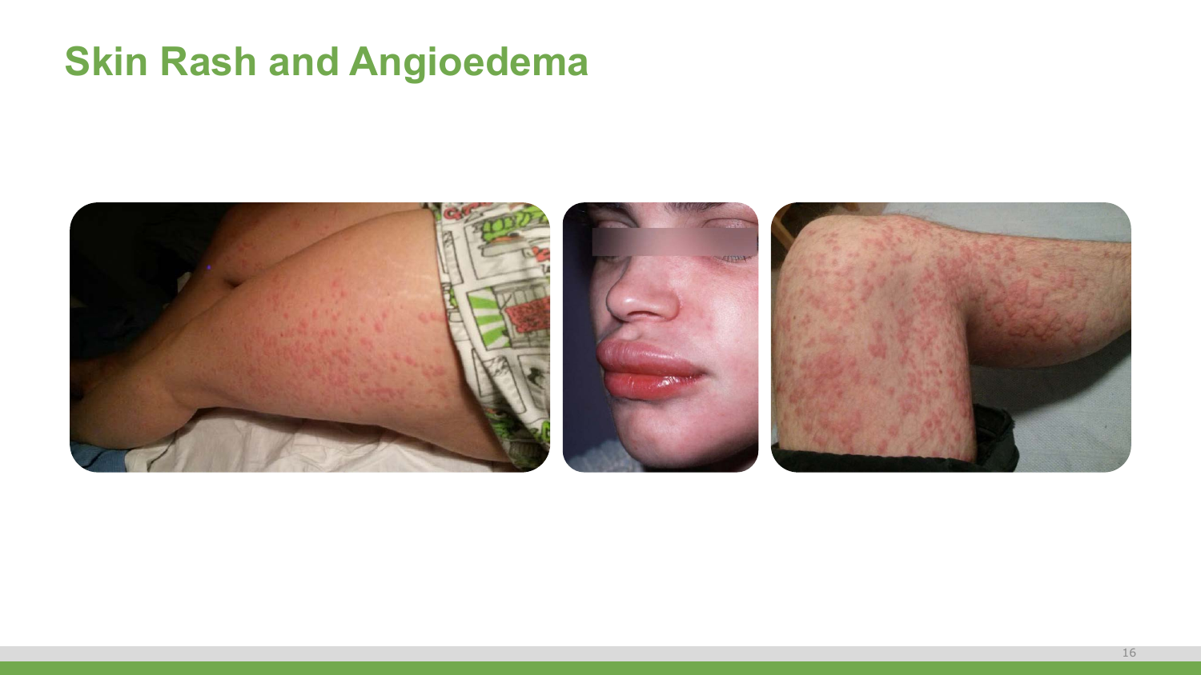# Skin Rash and Angioedema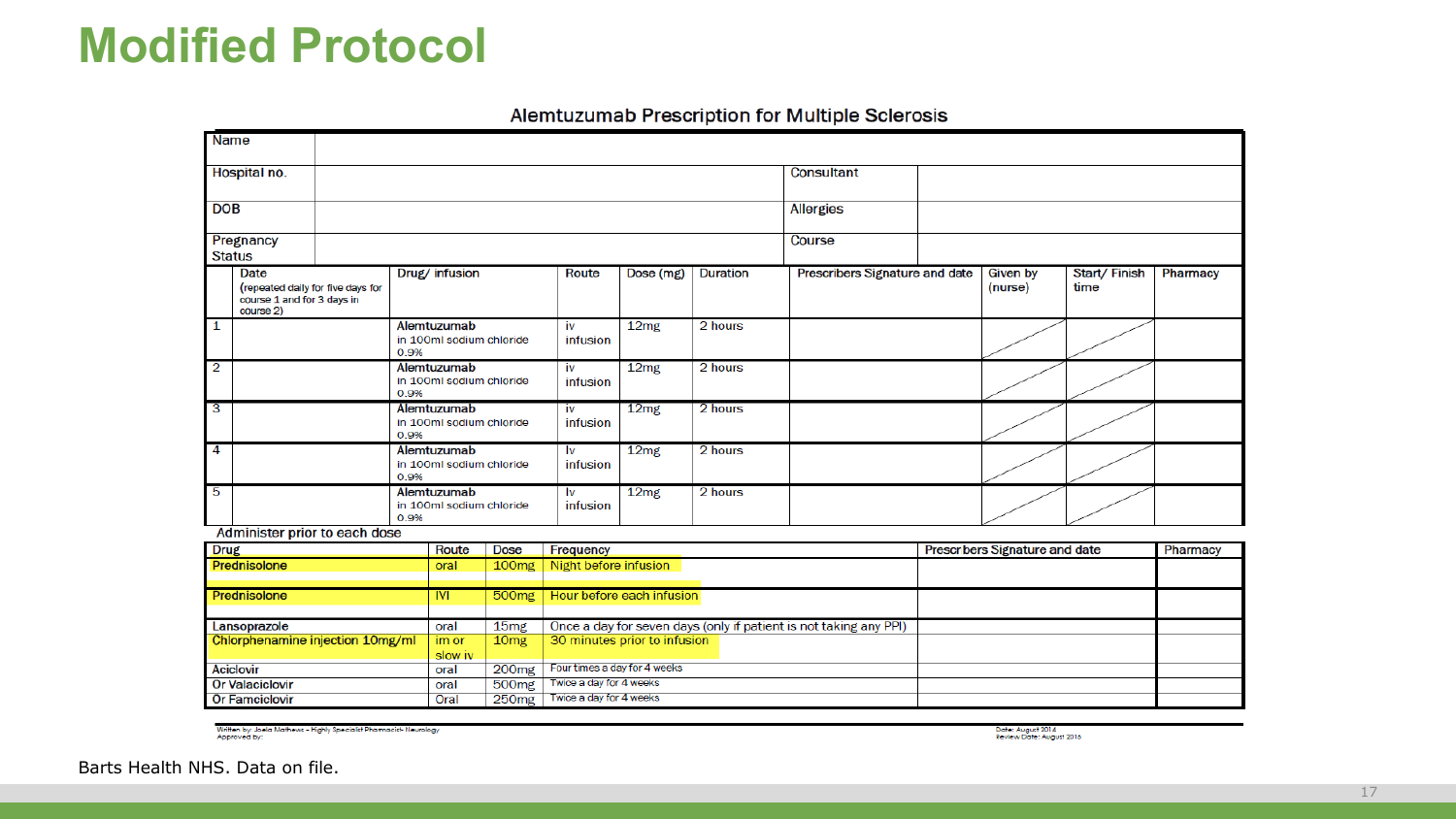# Modified Protocol

## Alemtuzumab Prescription for Multiple Sclerosis

| Name | | | |
|---|---|---|---|
| Hospital no. | | Consultant | |
| DOB | | Allergies | |
| Pregnancy Status | | Course | |

| | Date (repeated daily for five days for course 1 and for 3 days in course 2) | Drug/ infusion | Route | Dose (mg) | Duration | Prescribers Signature and date | Given by (nurse) | Start/ Finish time | Pharmacy |
|---|---|---|---|---|---|---|---|---|---|
| 1 | | Alemtuzumab in 100ml sodium chloride 0.9% | iv infusion | 12mg | 2 hours | | | | |
| 2 | | Alemtuzumab in 100ml sodium chloride 0.9% | iv infusion | 12mg | 2 hours | | | | |
| 3 | | Alemtuzumab in 100ml sodium chloride 0.9% | iv infusion | 12mg | 2 hours | | | | |
| 4 | | Alemtuzumab in 100ml sodium chloride 0.9% | Iv infusion | 12mg | 2 hours | | | | |
| 5 | | Alemtuzumab in 100ml sodium chloride 0.9% | Iv infusion | 12mg | 2 hours | | | | |

Administer prior to each dose

| Drug | Route | Dose | Frequency | Prescribers Signature and date | Pharmacy |
|---|---|---|---|---|---|
| Prednisolone | oral | 100mg | Night before infusion | | |
| Prednisolone | IVI | 500mg | Hour before each infusion | | |
| Lansoprazole | oral | 15mg | Once a day for seven days (only if patient is not taking any PPI) | | |
| Chlorphenamine injection 10mg/ml | im or slow iv | 10mg | 30 minutes prior to infusion | | |
| Aciclovir | oral | 200mg | Four times a day for 4 weeks | | |
| Or Valaciclovir | oral | 500mg | Twice a day for 4 weeks | | |
| Or Famciclovir | Oral | 250mg | Twice a day for 4 weeks | | |

Written by: Joela Mathews – Highly Specialist Pharmacist- Neurology
Approved by:

Date: August 2014
Review Date: August 2016

Barts Health NHS. Data on file.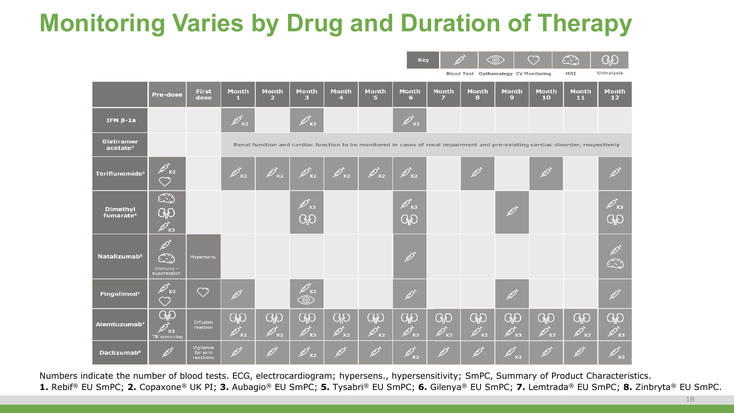# Monitoring Varies by Drug and Duration of Therapy

**Key:** Blood Test | Opthamology | CV Monitoring | MRI | Urinalysis

| | Pre-dose | First dose | Month 1 | Month 2 | Month 3 | Month 4 | Month 5 | Month 6 | Month 7 | Month 8 | Month 9 | Month 10 | Month 11 | Month 12 |
|---|---|---|---|---|---|---|---|---|---|---|---|---|---|---|
| IFN β-1a[1] | | | Blood test x2 | | Blood test x2 | | | Blood test x2 | | | | | | |
| Glatiramer acetate[2] | | | Renal function and cardiac function to be monitored in cases of renal impairment and pre-existing cardiac disorder, respectively | | | | | | | | | | | |
| Teriflunomide[3] | Blood test x2; CV monitoring | | Blood test x2 | Blood test x2 | Blood test x2 | Blood test x2 | Blood test x2 | Blood test x2 | | Blood test | | Blood test | | Blood test |
| Dimethyl fumarate[4] | MRI; Urinalysis; Blood test x3 | | | | Blood test x3; Urinalysis | | | Blood test x3; Urinalysis | | | Blood test | | | Blood test x3; Urinalysis |
| Natalizumab[5] | Blood test; MRI; Immuno - suppression | Hypersens. | | | | | | Blood test | | | | | | Blood test; MRI |
| Fingolimod[6] | Blood test x2; CV monitoring | CV monitoring | Blood test | | Blood test x2; Opthamology | | | Blood test | | | Blood test | | | Blood test |
| Alemtuzumab[7] | Urinalysis; Blood test x3; TB screening | Infusion reaction | Urinalysis; Blood test x2 | Urinalysis; Blood test x2 | Urinalysis; Blood test x3 | Urinalysis; Blood test x2 | Urinalysis; Blood test x2 | Urinalysis; Blood test x3 | Urinalysis; Blood test x2 | Urinalysis; Blood test x2 | Urinalysis; Blood test x3 | Urinalysis; Blood test x2 | Urinalysis; Blood test x2 | Urinalysis; Blood test x3 |
| Daclizumab[8] | Blood test | Vigilance for skin reactions | Blood test | Blood test | Blood test x2 | Blood test | Blood test | Blood test x2 | Blood test | Blood test | Blood test x2 | Blood test | Blood test | Blood test x2 |

Numbers indicate the number of blood tests. ECG, electrocardiogram; hypersens., hypersensitivity; SmPC, Summary of Product Characteristics.

**1.** Rebif® EU SmPC; **2.** Copaxone® UK PI; **3.** Aubagio® EU SmPC; **5.** Tysabri® EU SmPC; **6.** Gilenya® EU SmPC; **7.** Lemtrada® EU SmPC; **8.** Zinbryta® EU SmPC.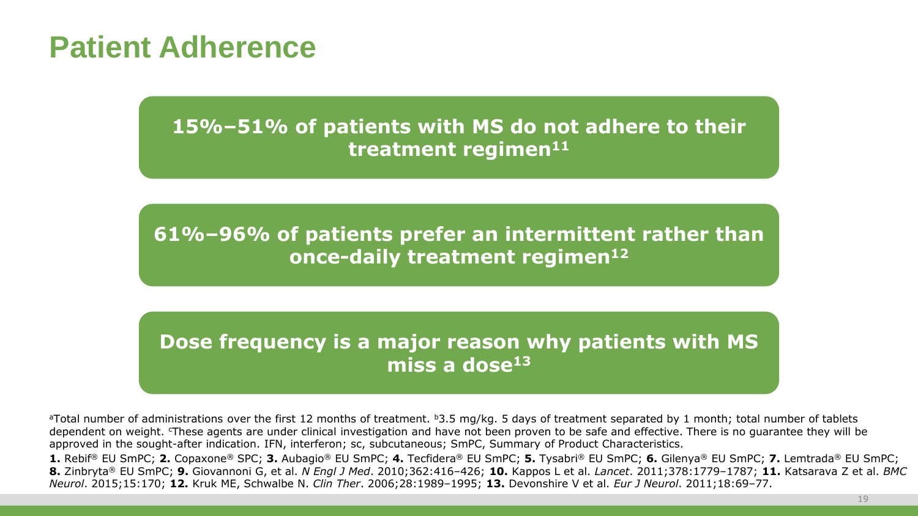# Patient Adherence

**15%–51% of patients with MS do not adhere to their treatment regimen[11]**

**61%–96% of patients prefer an intermittent rather than once-daily treatment regimen[12]**

**Dose frequency is a major reason why patients with MS miss a dose[13]**

[a]Total number of administrations over the first 12 months of treatment. [b]3.5 mg/kg. 5 days of treatment separated by 1 month; total number of tablets dependent on weight. [c]These agents are under clinical investigation and have not been proven to be safe and effective. There is no guarantee they will be approved in the sought-after indication. IFN, interferon; sc, subcutaneous; SmPC, Summary of Product Characteristics.

**1.** Rebif® EU SmPC; **2.** Copaxone® SPC; **3.** Aubagio® EU SmPC; **4.** Tecfidera® EU SmPC; **5.** Tysabri® EU SmPC; **6.** Gilenya® EU SmPC; **7.** Lemtrada® EU SmPC; **8.** Zinbryta® EU SmPC; **9.** Giovannoni G, et al. *N Engl J Med*. 2010;362:416–426; **10.** Kappos L et al. *Lancet*. 2011;378:1779–1787; **11.** Katsarava Z et al. *BMC Neurol*. 2015;15:170; **12.** Kruk ME, Schwalbe N. *Clin Ther*. 2006;28:1989–1995; **13.** Devonshire V et al. *Eur J Neurol*. 2011;18:69–77.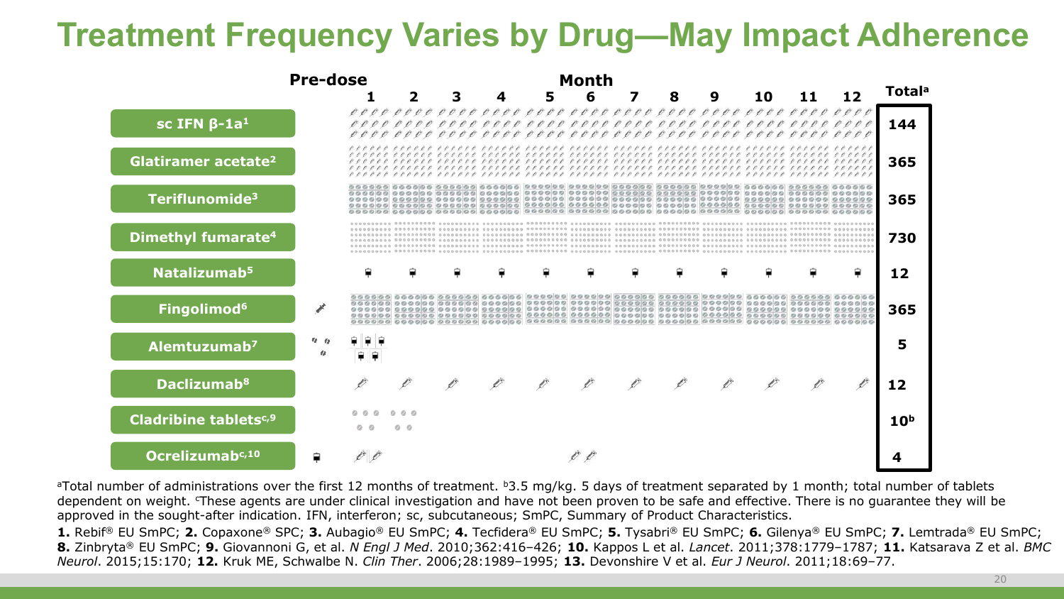# Treatment Frequency Varies by Drug—May Impact Adherence

| Drug | Total[a] |
|---|---|
| sc IFN β-1a[1] | 144 |
| Glatiramer acetate[2] | 365 |
| Teriflunomide[3] | 365 |
| Dimethyl fumarate[4] | 730 |
| Natalizumab[5] | 12 |
| Fingolimod[6] | 365 |
| Alemtuzumab[7] | 5 |
| Daclizumab[8] | 12 |
| Cladribine tablets[c,9] | 10[b] |
| Ocrelizumab[c,10] | 4 |

[a]Total number of administrations over the first 12 months of treatment. [b]3.5 mg/kg. 5 days of treatment separated by 1 month; total number of tablets dependent on weight. [c]These agents are under clinical investigation and have not been proven to be safe and effective. There is no guarantee they will be approved in the sought-after indication. IFN, interferon; sc, subcutaneous; SmPC, Summary of Product Characteristics.

**1.** Rebif® EU SmPC; **2.** Copaxone® SPC; **3.** Aubagio® EU SmPC; **4.** Tecfidera® EU SmPC; **5.** Tysabri® EU SmPC; **6.** Gilenya® EU SmPC; **7.** Lemtrada® EU SmPC; **8.** Zinbryta® EU SmPC; **9.** Giovannoni G, et al. *N Engl J Med*. 2010;362:416–426; **10.** Kappos L et al. *Lancet*. 2011;378:1779–1787; **11.** Katsarava Z et al. *BMC Neurol*. 2015;15:170; **12.** Kruk ME, Schwalbe N. *Clin Ther*. 2006;28:1989–1995; **13.** Devonshire V et al. *Eur J Neurol*. 2011;18:69–77.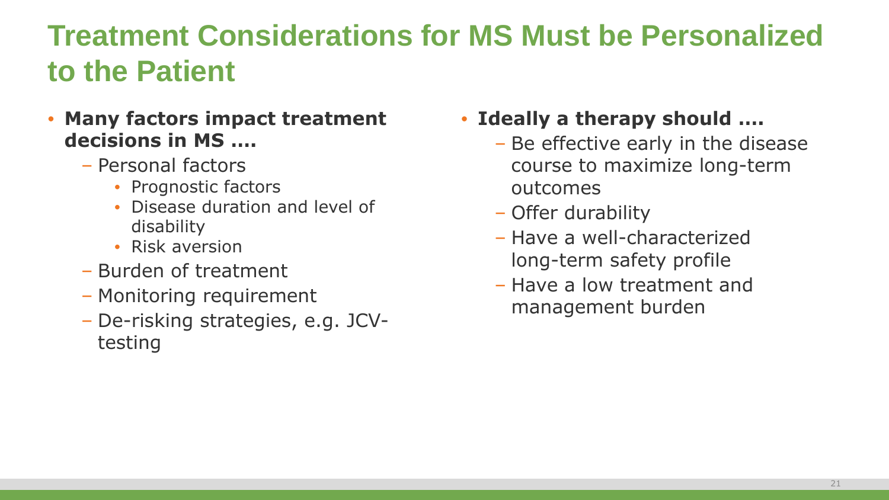# Treatment Considerations for MS Must be Personalized to the Patient

- **Many factors impact treatment decisions in MS ….**
  - Personal factors
    - Prognostic factors
    - Disease duration and level of disability
    - Risk aversion
  - Burden of treatment
  - Monitoring requirement
  - De-risking strategies, e.g. JCV-testing

- **Ideally a therapy should ….**
  - Be effective early in the disease course to maximize long-term outcomes
  - Offer durability
  - Have a well-characterized long-term safety profile
  - Have a low treatment and management burden